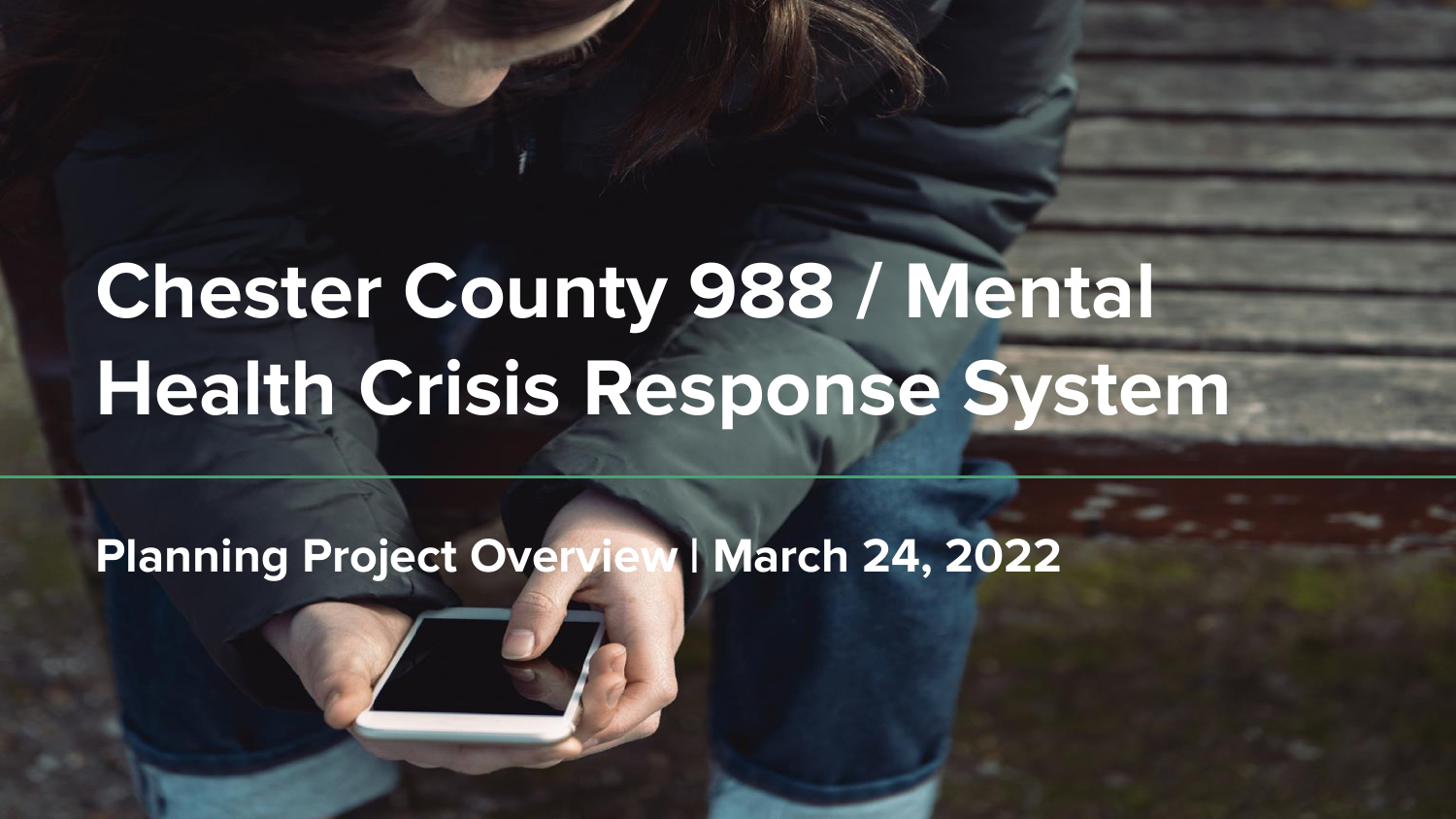# Chester County 988 / Mental Health Crisis Response System

## Planning Project Overview | March 24, 2022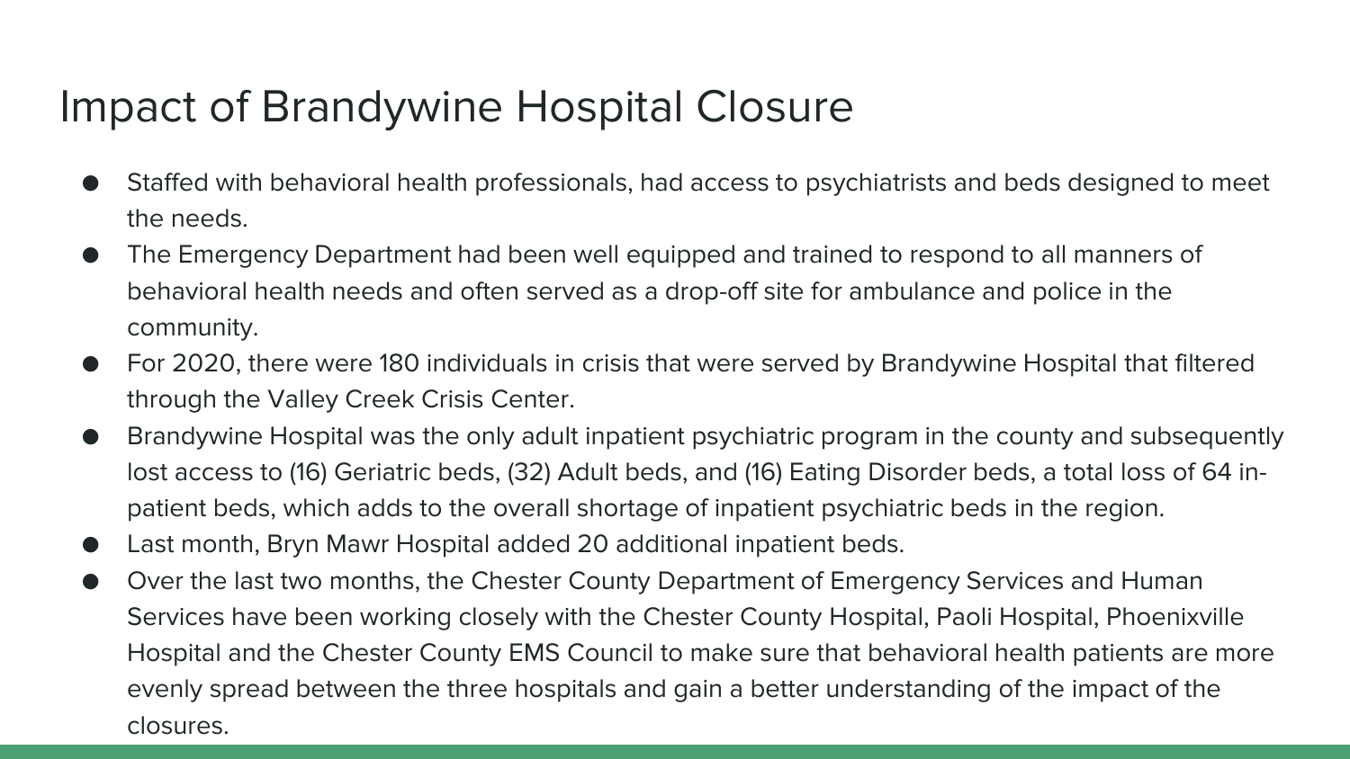# Impact of Brandywine Hospital Closure

- Staffed with behavioral health professionals, had access to psychiatrists and beds designed to meet the needs.
- The Emergency Department had been well equipped and trained to respond to all manners of behavioral health needs and often served as a drop-off site for ambulance and police in the community.
- For 2020, there were 180 individuals in crisis that were served by Brandywine Hospital that filtered through the Valley Creek Crisis Center.
- Brandywine Hospital was the only adult inpatient psychiatric program in the county and subsequently lost access to (16) Geriatric beds, (32) Adult beds, and (16) Eating Disorder beds, a total loss of 64 in-patient beds, which adds to the overall shortage of inpatient psychiatric beds in the region.
- Last month, Bryn Mawr Hospital added 20 additional inpatient beds.
- Over the last two months, the Chester County Department of Emergency Services and Human Services have been working closely with the Chester County Hospital, Paoli Hospital, Phoenixville Hospital and the Chester County EMS Council to make sure that behavioral health patients are more evenly spread between the three hospitals and gain a better understanding of the impact of the closures.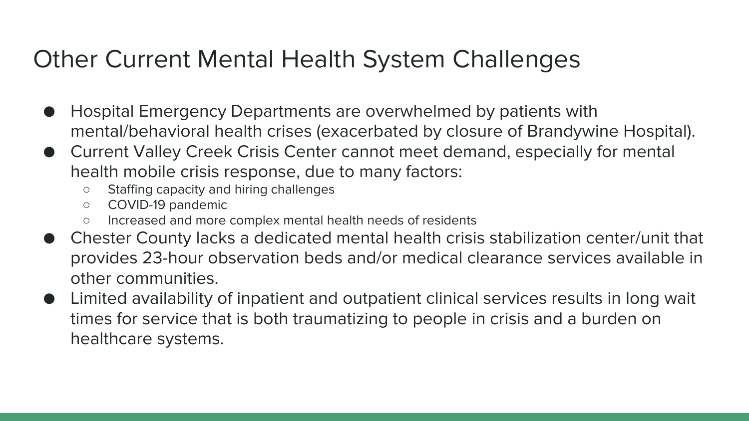# Other Current Mental Health System Challenges

- Hospital Emergency Departments are overwhelmed by patients with mental/behavioral health crises (exacerbated by closure of Brandywine Hospital).
- Current Valley Creek Crisis Center cannot meet demand, especially for mental health mobile crisis response, due to many factors:
  - Staffing capacity and hiring challenges
  - COVID-19 pandemic
  - Increased and more complex mental health needs of residents
- Chester County lacks a dedicated mental health crisis stabilization center/unit that provides 23-hour observation beds and/or medical clearance services available in other communities.
- Limited availability of inpatient and outpatient clinical services results in long wait times for service that is both traumatizing to people in crisis and a burden on healthcare systems.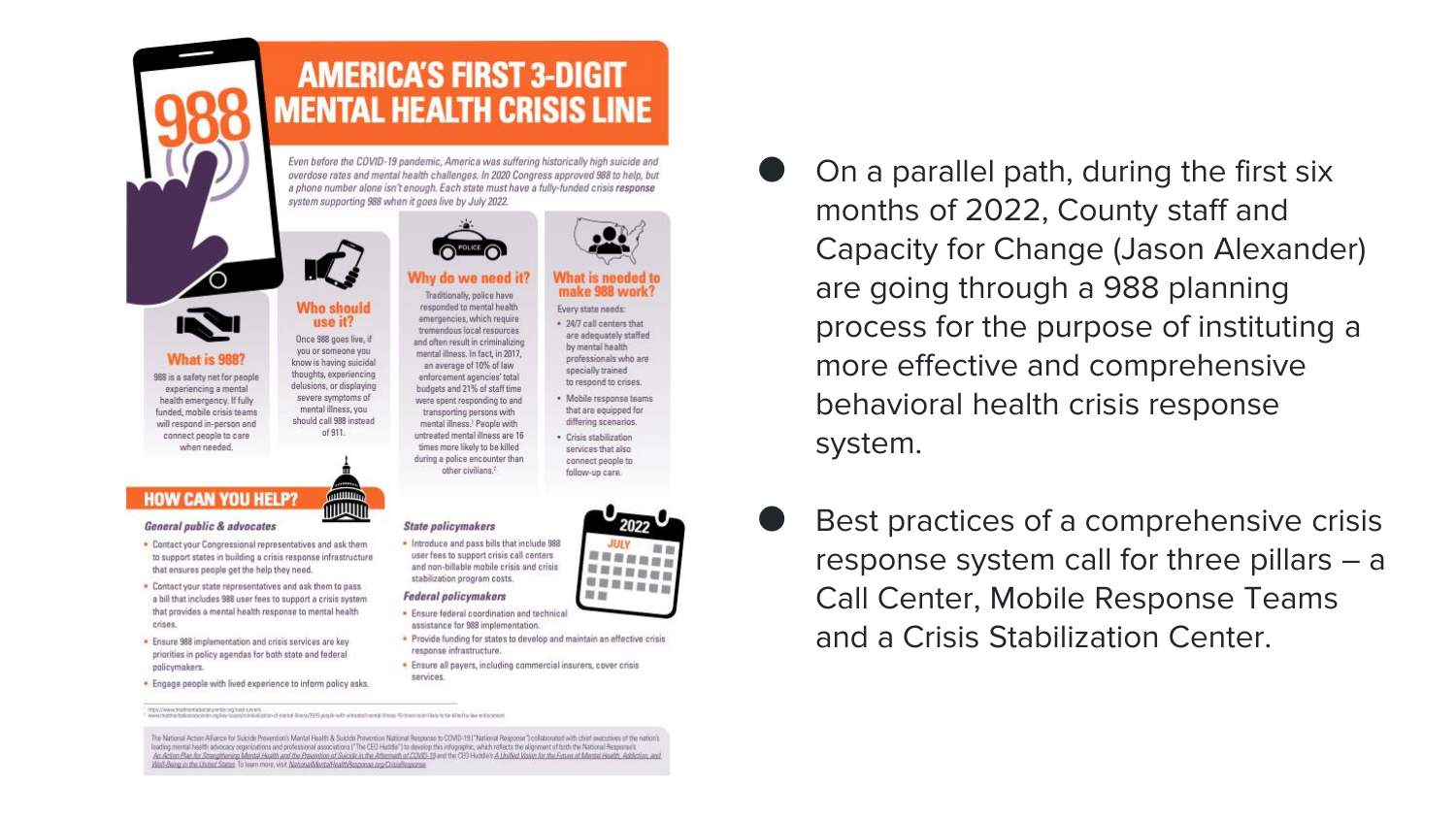# AMERICA'S FIRST 3-DIGIT MENTAL HEALTH CRISIS LINE

988

*Even before the COVID-19 pandemic, America was suffering historically high suicide and overdose rates and mental health challenges. In 2020 Congress approved 988 to help, but a phone number alone isn't enough. Each state must have a fully-funded crisis response system supporting 988 when it goes live by July 2022.*

### What is 988?

988 is a safety net for people experiencing a mental health emergency. If fully funded, mobile crisis teams will respond in-person and connect people to care when needed.

### Who should use it?

Once 988 goes live, if you or someone you know is having suicidal thoughts, experiencing delusions, or displaying severe symptoms of mental illness, you should call 988 instead of 911.

### Why do we need it?

Traditionally, police have responded to mental health emergencies, which require tremendous local resources and often result in criminalizing mental illness. In fact, in 2017, an average of 10% of law enforcement agencies' total budgets and 21% of staff time were spent responding to and transporting persons with mental illness.[1] People with untreated mental illness are 16 times more likely to be killed during a police encounter than other civilians.[2]

### What is needed to make 988 work?

Every state needs:

- 24/7 call centers that are adequately staffed by mental health professionals who are specially trained to respond to crises.
- Mobile response teams that are equipped for differing scenarios.
- Crisis stabilization services that also connect people to follow-up care.

## HOW CAN YOU HELP?

***General public & advocates***

- Contact your Congressional representatives and ask them to support states in building a crisis response infrastructure that ensures people get the help they need.
- Contact your state representatives and ask them to pass a bill that includes 988 user fees to support a crisis system that provides a mental health response to mental health crises.
- Ensure 988 implementation and crisis services are key priorities in policy agendas for both state and federal policymakers.
- Engage people with lived experience to inform policy asks.

***State policymakers***

- Introduce and pass bills that include 988 user fees to support crisis call centers and non-billable mobile crisis and crisis stabilization program costs.

***Federal policymakers***

- Ensure federal coordination and technical assistance for 988 implementation.
- Provide funding for states to develop and maintain an effective crisis response infrastructure.
- Ensure all payers, including commercial insurers, cover crisis services.

2022 JULY

The National Action Alliance for Suicide Prevention's Mental Health & Suicide Prevention National Response to COVID-19 ("National Response") collaborated with chief executives of the nation's leading mental health advocacy organizations and professional associations ("The CEO Huddle") to develop this infographic, which reflects the alignment of both the National Response's An Action Plan for Strengthening Mental Health and the Prevention of Suicide in the Aftermath of COVID-19 and the CEO Huddle's A Unified Vision for the Future of Mental Health, Addiction, and Well-Being in the United States. To learn more, visit NationalMentalHealthResponse.org/CrisisResponse

---

- On a parallel path, during the first six months of 2022, County staff and Capacity for Change (Jason Alexander) are going through a 988 planning process for the purpose of instituting a more effective and comprehensive behavioral health crisis response system.
- Best practices of a comprehensive crisis response system call for three pillars – a Call Center, Mobile Response Teams and a Crisis Stabilization Center.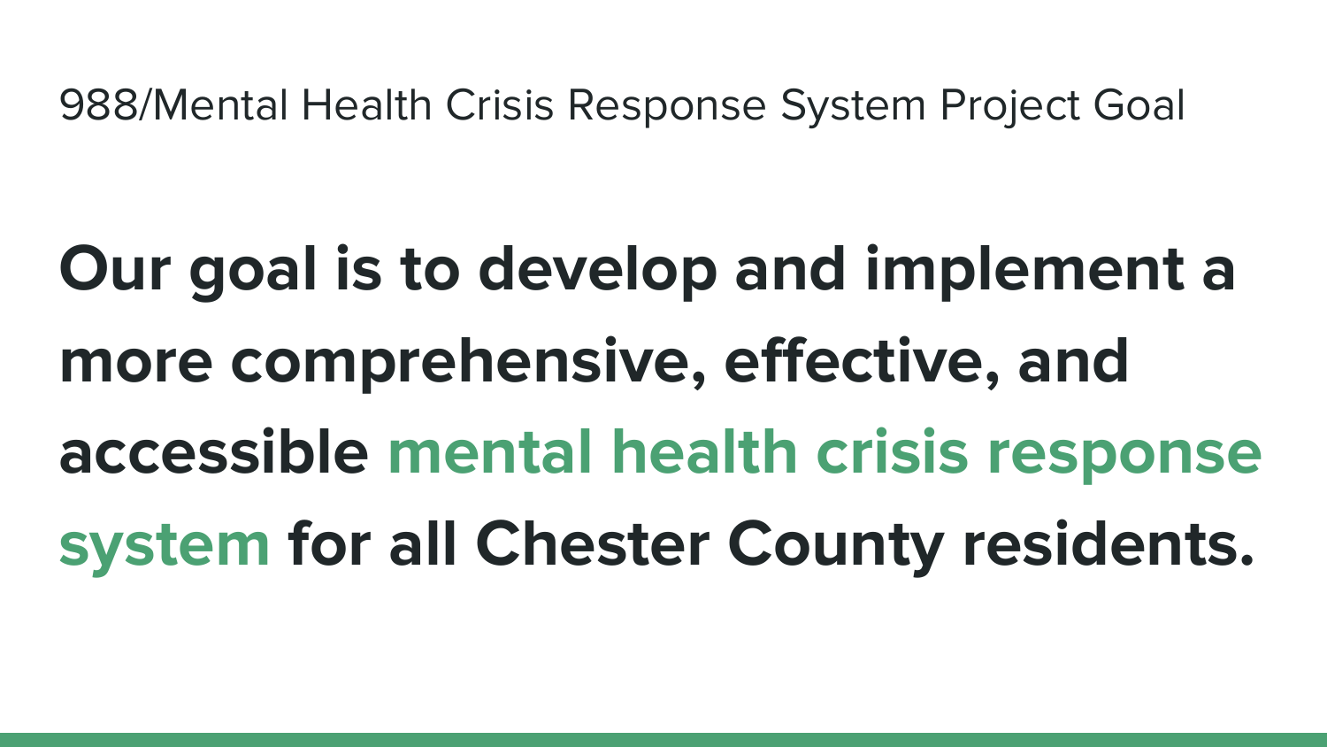# 988/Mental Health Crisis Response System Project Goal

**Our goal is to develop and implement a more comprehensive, effective, and accessible mental health crisis response system for all Chester County residents.**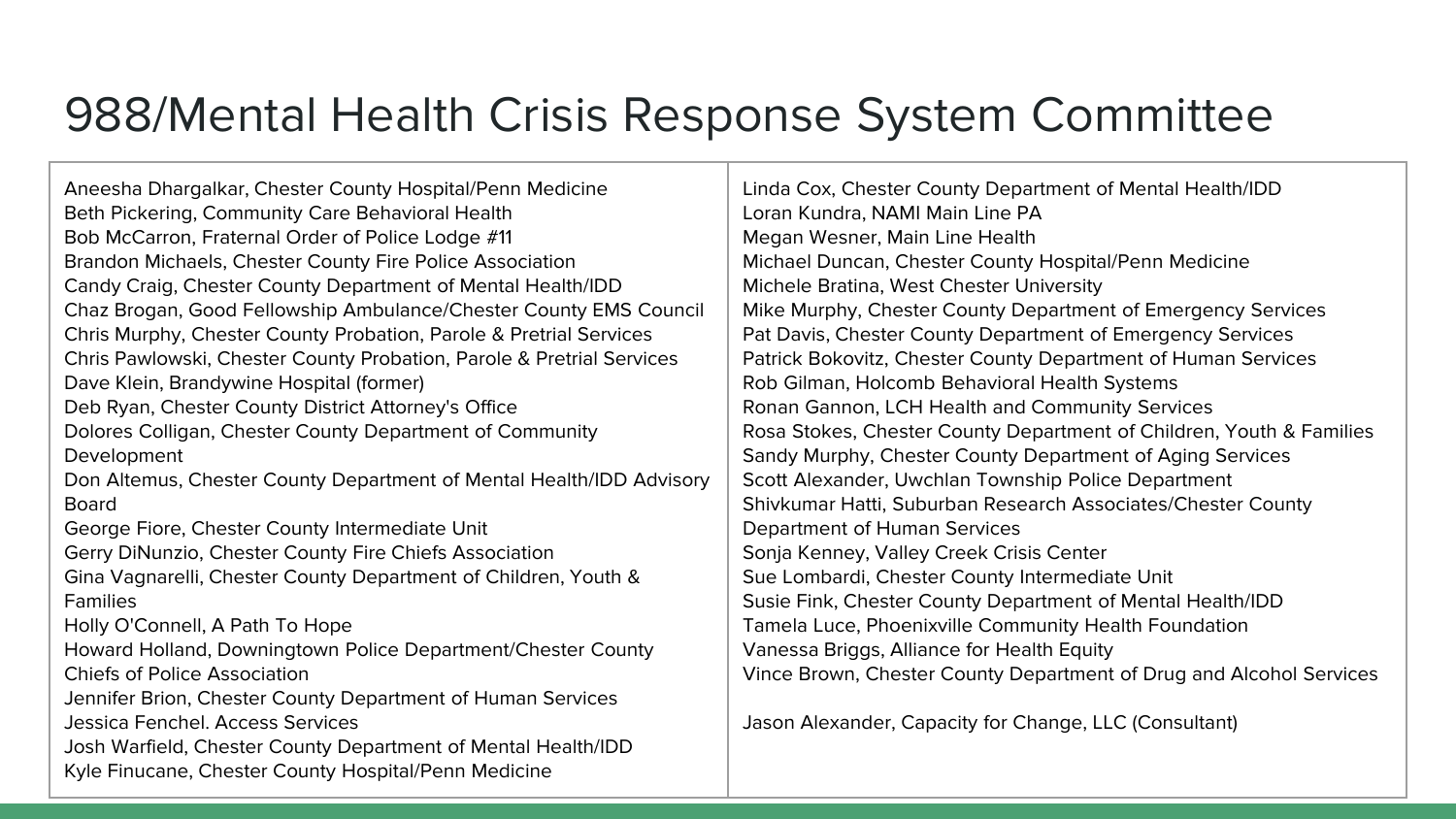# 988/Mental Health Crisis Response System Committee

Aneesha Dhargalkar, Chester County Hospital/Penn Medicine
Beth Pickering, Community Care Behavioral Health
Bob McCarron, Fraternal Order of Police Lodge #11
Brandon Michaels, Chester County Fire Police Association
Candy Craig, Chester County Department of Mental Health/IDD
Chaz Brogan, Good Fellowship Ambulance/Chester County EMS Council
Chris Murphy, Chester County Probation, Parole & Pretrial Services
Chris Pawlowski, Chester County Probation, Parole & Pretrial Services
Dave Klein, Brandywine Hospital (former)
Deb Ryan, Chester County District Attorney's Office
Dolores Colligan, Chester County Department of Community Development
Don Altemus, Chester County Department of Mental Health/IDD Advisory Board
George Fiore, Chester County Intermediate Unit
Gerry DiNunzio, Chester County Fire Chiefs Association
Gina Vagnarelli, Chester County Department of Children, Youth & Families
Holly O'Connell, A Path To Hope
Howard Holland, Downingtown Police Department/Chester County Chiefs of Police Association
Jennifer Brion, Chester County Department of Human Services
Jessica Fenchel. Access Services
Josh Warfield, Chester County Department of Mental Health/IDD
Kyle Finucane, Chester County Hospital/Penn Medicine
Linda Cox, Chester County Department of Mental Health/IDD
Loran Kundra, NAMI Main Line PA
Megan Wesner, Main Line Health
Michael Duncan, Chester County Hospital/Penn Medicine
Michele Bratina, West Chester University
Mike Murphy, Chester County Department of Emergency Services
Pat Davis, Chester County Department of Emergency Services
Patrick Bokovitz, Chester County Department of Human Services
Rob Gilman, Holcomb Behavioral Health Systems
Ronan Gannon, LCH Health and Community Services
Rosa Stokes, Chester County Department of Children, Youth & Families
Sandy Murphy, Chester County Department of Aging Services
Scott Alexander, Uwchlan Township Police Department
Shivkumar Hatti, Suburban Research Associates/Chester County Department of Human Services
Sonja Kenney, Valley Creek Crisis Center
Sue Lombardi, Chester County Intermediate Unit
Susie Fink, Chester County Department of Mental Health/IDD
Tamela Luce, Phoenixville Community Health Foundation
Vanessa Briggs, Alliance for Health Equity
Vince Brown, Chester County Department of Drug and Alcohol Services

Jason Alexander, Capacity for Change, LLC (Consultant)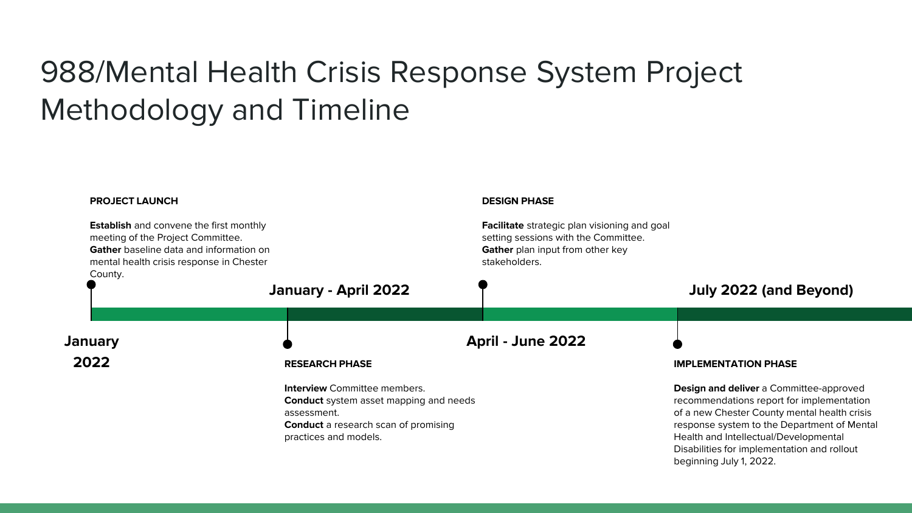# 988/Mental Health Crisis Response System Project Methodology and Timeline

## January 2022

**PROJECT LAUNCH**

**Establish** and convene the first monthly meeting of the Project Committee.
**Gather** baseline data and information on mental health crisis response in Chester County.

## January - April 2022

**RESEARCH PHASE**

**Interview** Committee members.
**Conduct** system asset mapping and needs assessment.
**Conduct** a research scan of promising practices and models.

## April - June 2022

**DESIGN PHASE**

**Facilitate** strategic plan visioning and goal setting sessions with the Committee.
**Gather** plan input from other key stakeholders.

## July 2022 (and Beyond)

**IMPLEMENTATION PHASE**

**Design and deliver** a Committee-approved recommendations report for implementation of a new Chester County mental health crisis response system to the Department of Mental Health and Intellectual/Developmental Disabilities for implementation and rollout beginning July 1, 2022.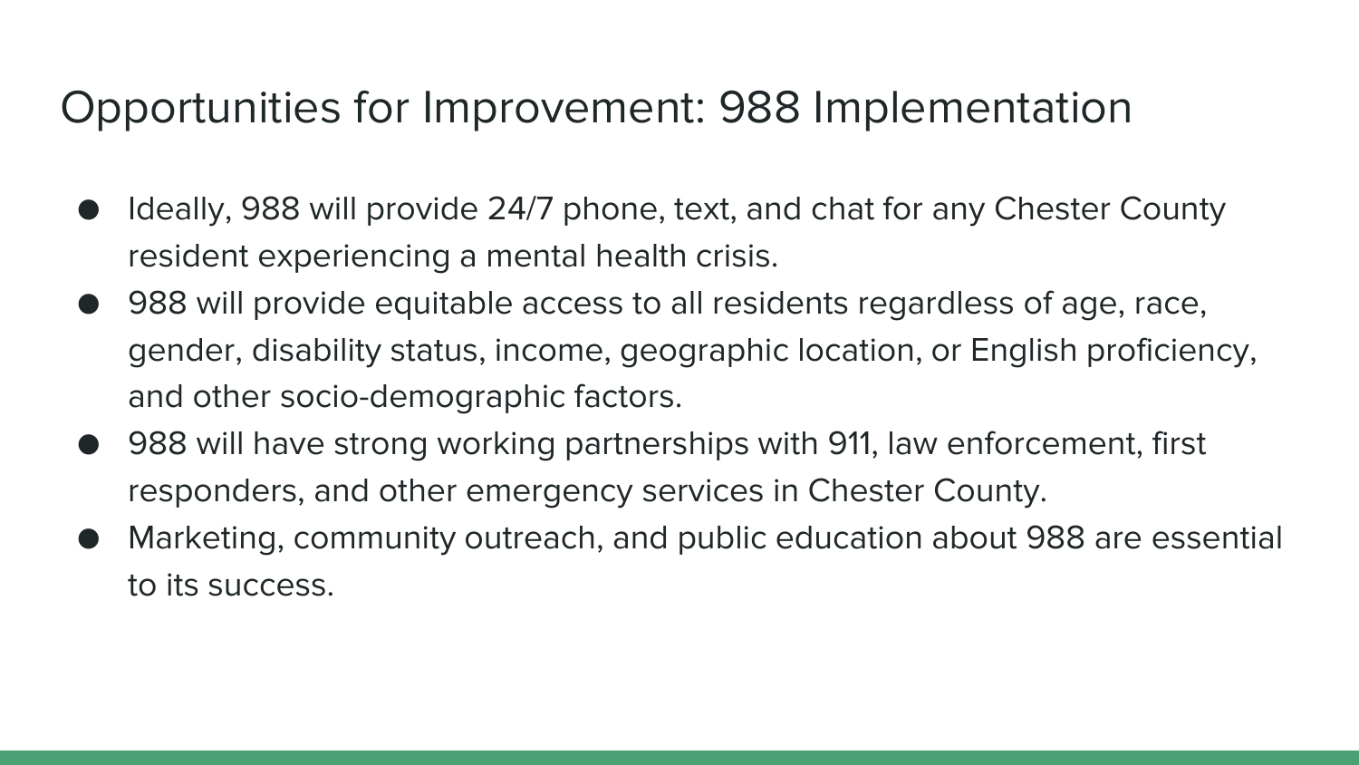# Opportunities for Improvement: 988 Implementation

- Ideally, 988 will provide 24/7 phone, text, and chat for any Chester County resident experiencing a mental health crisis.
- 988 will provide equitable access to all residents regardless of age, race, gender, disability status, income, geographic location, or English proficiency, and other socio-demographic factors.
- 988 will have strong working partnerships with 911, law enforcement, first responders, and other emergency services in Chester County.
- Marketing, community outreach, and public education about 988 are essential to its success.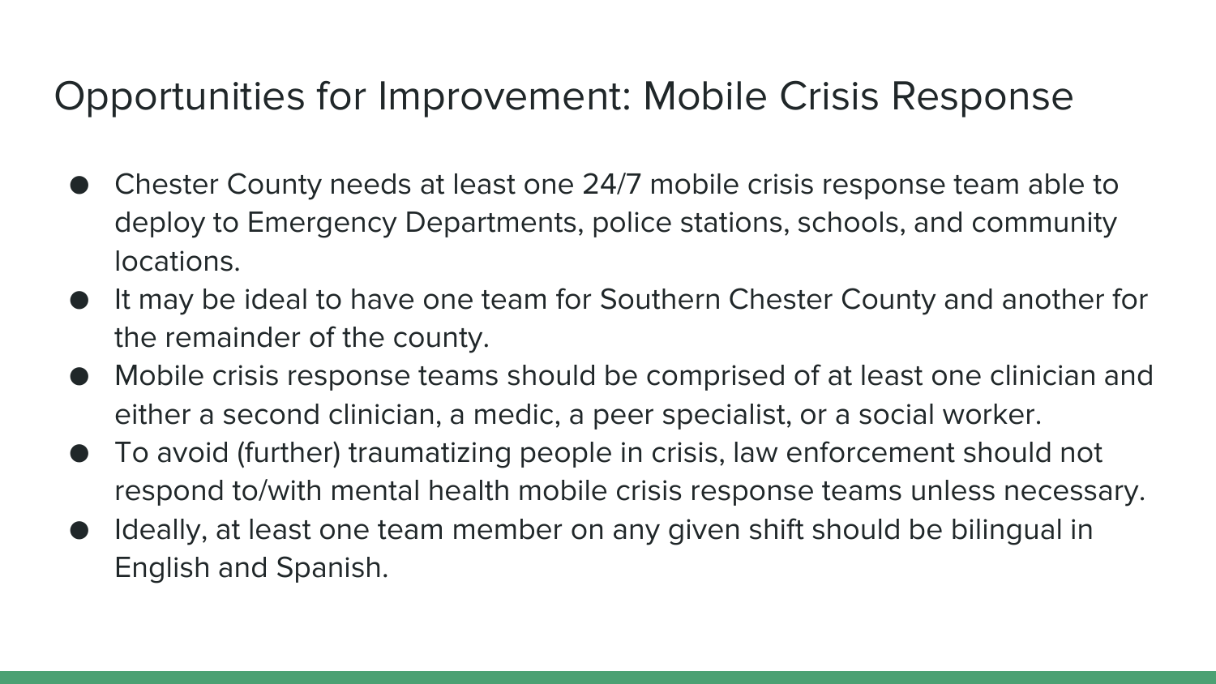# Opportunities for Improvement: Mobile Crisis Response

- Chester County needs at least one 24/7 mobile crisis response team able to deploy to Emergency Departments, police stations, schools, and community locations.
- It may be ideal to have one team for Southern Chester County and another for the remainder of the county.
- Mobile crisis response teams should be comprised of at least one clinician and either a second clinician, a medic, a peer specialist, or a social worker.
- To avoid (further) traumatizing people in crisis, law enforcement should not respond to/with mental health mobile crisis response teams unless necessary.
- Ideally, at least one team member on any given shift should be bilingual in English and Spanish.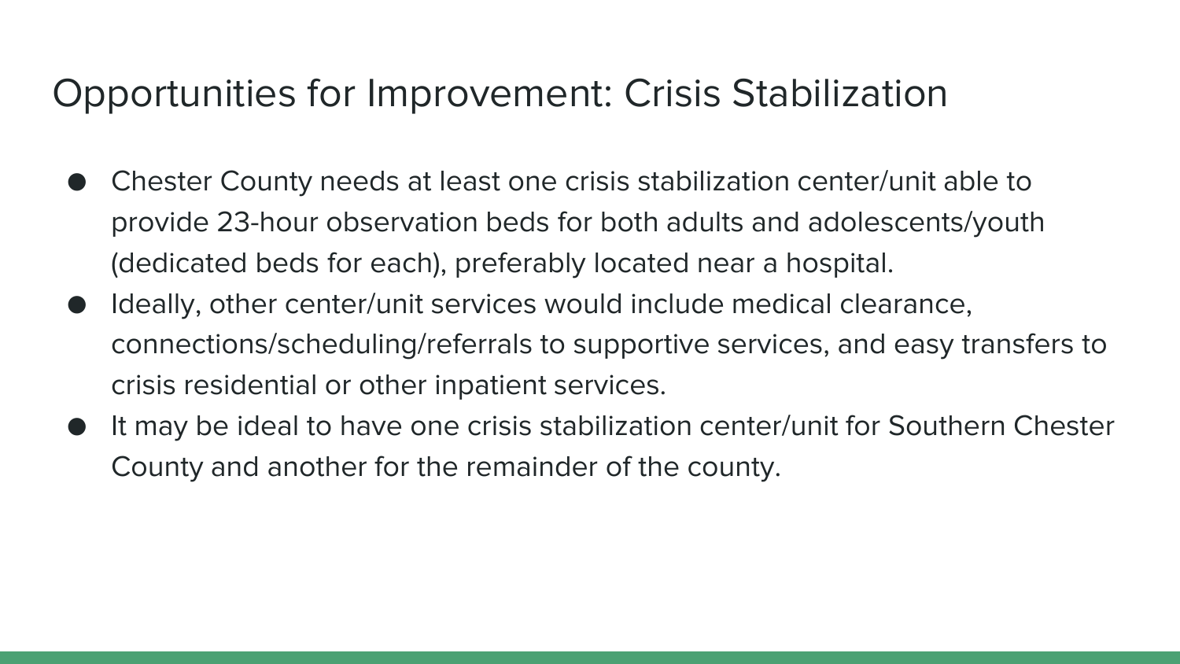# Opportunities for Improvement: Crisis Stabilization

- Chester County needs at least one crisis stabilization center/unit able to provide 23-hour observation beds for both adults and adolescents/youth (dedicated beds for each), preferably located near a hospital.
- Ideally, other center/unit services would include medical clearance, connections/scheduling/referrals to supportive services, and easy transfers to crisis residential or other inpatient services.
- It may be ideal to have one crisis stabilization center/unit for Southern Chester County and another for the remainder of the county.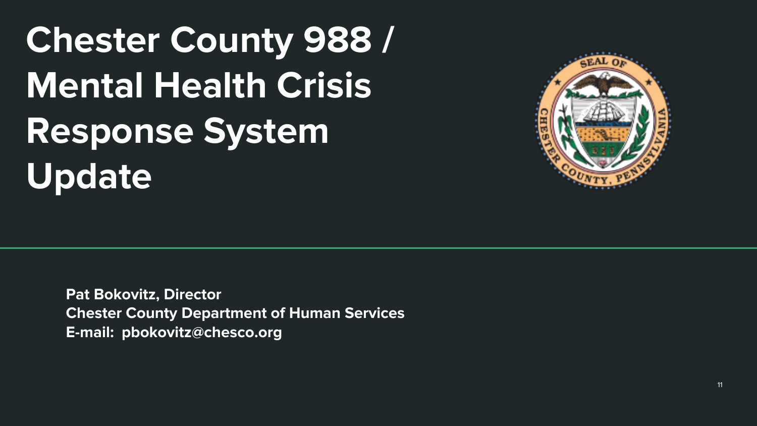# Chester County 988 / Mental Health Crisis Response System Update

**Pat Bokovitz, Director**
**Chester County Department of Human Services**
**E-mail: pbokovitz@chesco.org**